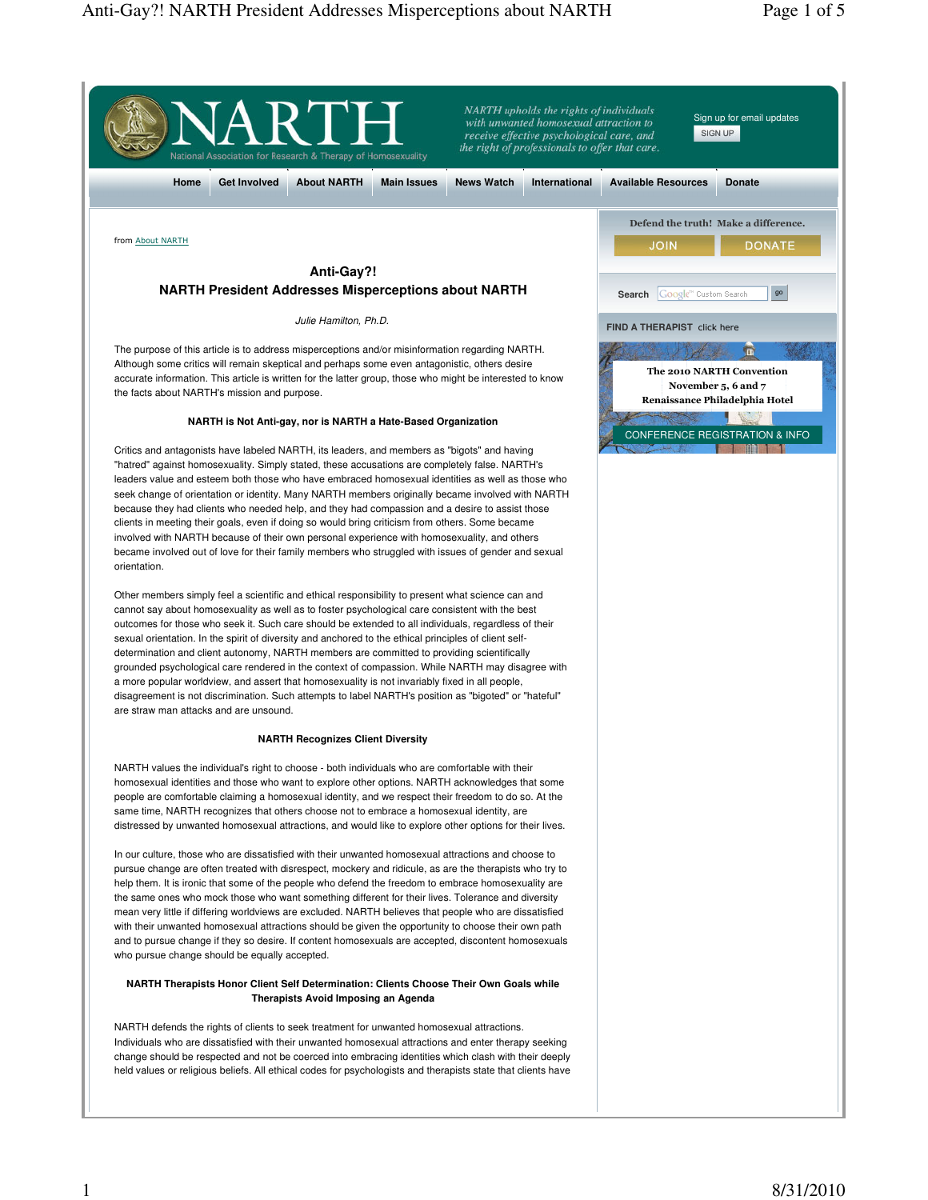NARTH

National Association for Research & Therapy of Homosexuality

*NARTH upholds the rights of individuals with unwanted homosexual attraction to receive effective psychological care, and the right of professionals to offer that care.*

Sign up for email updates

SIGN UP

Home | Get Involved | About NARTH | Main Issues | News Watch | International | Available Resources | Donate

Defend the truth! Make a difference.

JOIN | DONATE

Search

FIND A THERAPIST click here

The 2010 NARTH Convention
November 5, 6 and 7
Renaissance Philadelphia Hotel

CONFERENCE REGISTRATION & INFO

from About NARTH

## Anti-Gay?!
## NARTH President Addresses Misperceptions about NARTH

*Julie Hamilton, Ph.D.*

The purpose of this article is to address misperceptions and/or misinformation regarding NARTH. Although some critics will remain skeptical and perhaps some even antagonistic, others desire accurate information. This article is written for the latter group, those who might be interested to know the facts about NARTH's mission and purpose.

### NARTH is Not Anti-gay, nor is NARTH a Hate-Based Organization

Critics and antagonists have labeled NARTH, its leaders, and members as "bigots" and having "hatred" against homosexuality. Simply stated, these accusations are completely false. NARTH's leaders value and esteem both those who have embraced homosexual identities as well as those who seek change of orientation or identity. Many NARTH members originally became involved with NARTH because they had clients who needed help, and they had compassion and a desire to assist those clients in meeting their goals, even if doing so would bring criticism from others. Some became involved with NARTH because of their own personal experience with homosexuality, and others became involved out of love for their family members who struggled with issues of gender and sexual orientation.

Other members simply feel a scientific and ethical responsibility to present what science can and cannot say about homosexuality as well as to foster psychological care consistent with the best outcomes for those who seek it. Such care should be extended to all individuals, regardless of their sexual orientation. In the spirit of diversity and anchored to the ethical principles of client self-determination and client autonomy, NARTH members are committed to providing scientifically grounded psychological care rendered in the context of compassion. While NARTH may disagree with a more popular worldview, and assert that homosexuality is not invariably fixed in all people, disagreement is not discrimination. Such attempts to label NARTH's position as "bigoted" or "hateful" are straw man attacks and are unsound.

### NARTH Recognizes Client Diversity

NARTH values the individual's right to choose - both individuals who are comfortable with their homosexual identities and those who want to explore other options. NARTH acknowledges that some people are comfortable claiming a homosexual identity, and we respect their freedom to do so. At the same time, NARTH recognizes that others choose not to embrace a homosexual identity, are distressed by unwanted homosexual attractions, and would like to explore other options for their lives.

In our culture, those who are dissatisfied with their unwanted homosexual attractions and choose to pursue change are often treated with disrespect, mockery and ridicule, as are the therapists who try to help them. It is ironic that some of the people who defend the freedom to embrace homosexuality are the same ones who mock those who want something different for their lives. Tolerance and diversity mean very little if differing worldviews are excluded. NARTH believes that people who are dissatisfied with their unwanted homosexual attractions should be given the opportunity to choose their own path and to pursue change if they so desire. If content homosexuals are accepted, discontent homosexuals who pursue change should be equally accepted.

### NARTH Therapists Honor Client Self Determination: Clients Choose Their Own Goals while Therapists Avoid Imposing an Agenda

NARTH defends the rights of clients to seek treatment for unwanted homosexual attractions. Individuals who are dissatisfied with their unwanted homosexual attractions and enter therapy seeking change should be respected and not be coerced into embracing identities which clash with their deeply held values or religious beliefs. All ethical codes for psychologists and therapists state that clients have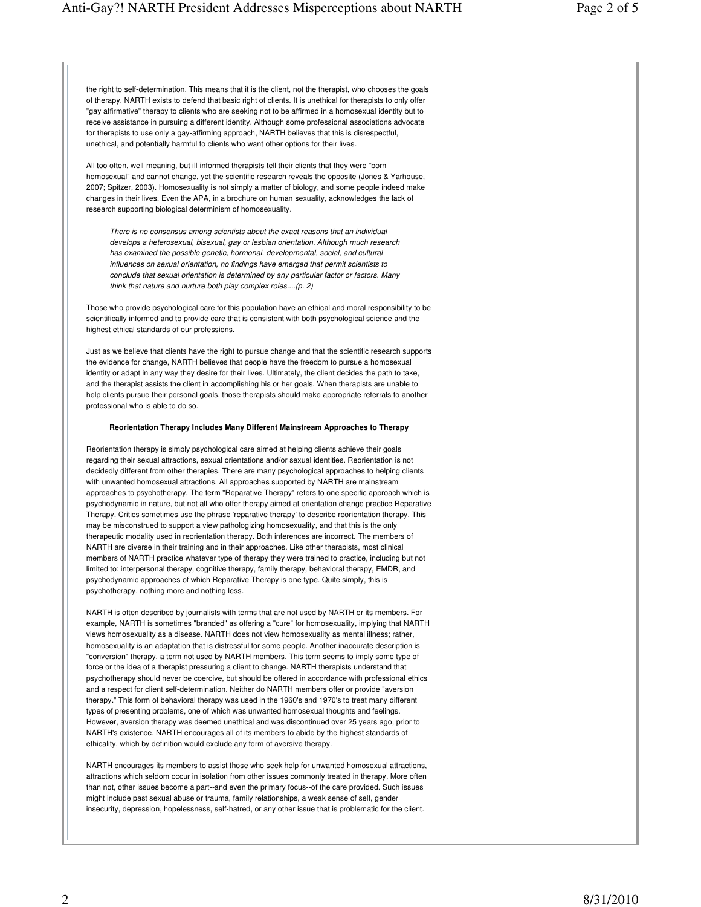the right to self-determination. This means that it is the client, not the therapist, who chooses the goals of therapy. NARTH exists to defend that basic right of clients. It is unethical for therapists to only offer "gay affirmative" therapy to clients who are seeking not to be affirmed in a homosexual identity but to receive assistance in pursuing a different identity. Although some professional associations advocate for therapists to use only a gay-affirming approach, NARTH believes that this is disrespectful, unethical, and potentially harmful to clients who want other options for their lives.

All too often, well-meaning, but ill-informed therapists tell their clients that they were "born homosexual" and cannot change, yet the scientific research reveals the opposite (Jones & Yarhouse, 2007; Spitzer, 2003). Homosexuality is not simply a matter of biology, and some people indeed make changes in their lives. Even the APA, in a brochure on human sexuality, acknowledges the lack of research supporting biological determinism of homosexuality.

> *There is no consensus among scientists about the exact reasons that an individual develops a heterosexual, bisexual, gay or lesbian orientation. Although much research has examined the possible genetic, hormonal, developmental, social, and cultural influences on sexual orientation, no findings have emerged that permit scientists to conclude that sexual orientation is determined by any particular factor or factors. Many think that nature and nurture both play complex roles....(p. 2)*

Those who provide psychological care for this population have an ethical and moral responsibility to be scientifically informed and to provide care that is consistent with both psychological science and the highest ethical standards of our professions.

Just as we believe that clients have the right to pursue change and that the scientific research supports the evidence for change, NARTH believes that people have the freedom to pursue a homosexual identity or adapt in any way they desire for their lives. Ultimately, the client decides the path to take, and the therapist assists the client in accomplishing his or her goals. When therapists are unable to help clients pursue their personal goals, those therapists should make appropriate referrals to another professional who is able to do so.

**Reorientation Therapy Includes Many Different Mainstream Approaches to Therapy**

Reorientation therapy is simply psychological care aimed at helping clients achieve their goals regarding their sexual attractions, sexual orientations and/or sexual identities. Reorientation is not decidedly different from other therapies. There are many psychological approaches to helping clients with unwanted homosexual attractions. All approaches supported by NARTH are mainstream approaches to psychotherapy. The term "Reparative Therapy" refers to one specific approach which is psychodynamic in nature, but not all who offer therapy aimed at orientation change practice Reparative Therapy. Critics sometimes use the phrase 'reparative therapy' to describe reorientation therapy. This may be misconstrued to support a view pathologizing homosexuality, and that this is the only therapeutic modality used in reorientation therapy. Both inferences are incorrect. The members of NARTH are diverse in their training and in their approaches. Like other therapists, most clinical members of NARTH practice whatever type of therapy they were trained to practice, including but not limited to: interpersonal therapy, cognitive therapy, family therapy, behavioral therapy, EMDR, and psychodynamic approaches of which Reparative Therapy is one type. Quite simply, this is psychotherapy, nothing more and nothing less.

NARTH is often described by journalists with terms that are not used by NARTH or its members. For example, NARTH is sometimes "branded" as offering a "cure" for homosexuality, implying that NARTH views homosexuality as a disease. NARTH does not view homosexuality as mental illness; rather, homosexuality is an adaptation that is distressful for some people. Another inaccurate description is "conversion" therapy, a term not used by NARTH members. This term seems to imply some type of force or the idea of a therapist pressuring a client to change. NARTH therapists understand that psychotherapy should never be coercive, but should be offered in accordance with professional ethics and a respect for client self-determination. Neither do NARTH members offer or provide "aversion therapy." This form of behavioral therapy was used in the 1960's and 1970's to treat many different types of presenting problems, one of which was unwanted homosexual thoughts and feelings. However, aversion therapy was deemed unethical and was discontinued over 25 years ago, prior to NARTH's existence. NARTH encourages all of its members to abide by the highest standards of ethicality, which by definition would exclude any form of aversive therapy.

NARTH encourages its members to assist those who seek help for unwanted homosexual attractions, attractions which seldom occur in isolation from other issues commonly treated in therapy. More often than not, other issues become a part--and even the primary focus--of the care provided. Such issues might include past sexual abuse or trauma, family relationships, a weak sense of self, gender insecurity, depression, hopelessness, self-hatred, or any other issue that is problematic for the client.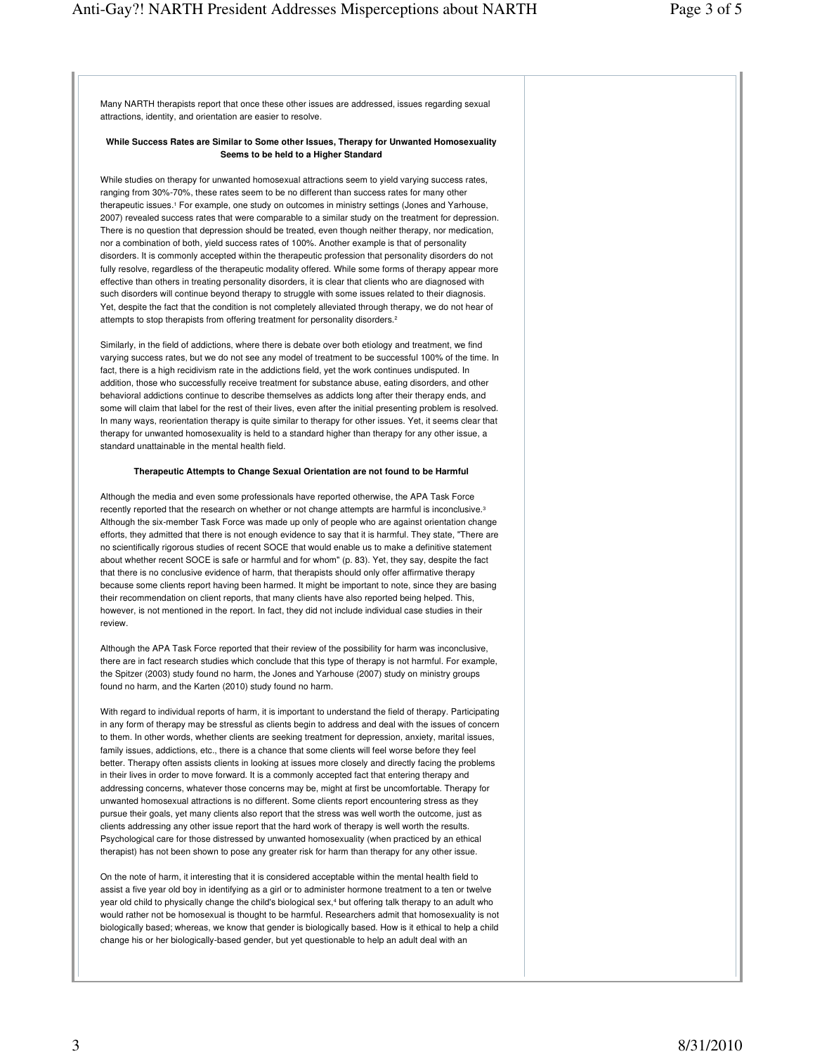Many NARTH therapists report that once these other issues are addressed, issues regarding sexual attractions, identity, and orientation are easier to resolve.

**While Success Rates are Similar to Some other Issues, Therapy for Unwanted Homosexuality Seems to be held to a Higher Standard**

While studies on therapy for unwanted homosexual attractions seem to yield varying success rates, ranging from 30%-70%, these rates seem to be no different than success rates for many other therapeutic issues.[1] For example, one study on outcomes in ministry settings (Jones and Yarhouse, 2007) revealed success rates that were comparable to a similar study on the treatment for depression. There is no question that depression should be treated, even though neither therapy, nor medication, nor a combination of both, yield success rates of 100%. Another example is that of personality disorders. It is commonly accepted within the therapeutic profession that personality disorders do not fully resolve, regardless of the therapeutic modality offered. While some forms of therapy appear more effective than others in treating personality disorders, it is clear that clients who are diagnosed with such disorders will continue beyond therapy to struggle with some issues related to their diagnosis. Yet, despite the fact that the condition is not completely alleviated through therapy, we do not hear of attempts to stop therapists from offering treatment for personality disorders.[2]

Similarly, in the field of addictions, where there is debate over both etiology and treatment, we find varying success rates, but we do not see any model of treatment to be successful 100% of the time. In fact, there is a high recidivism rate in the addictions field, yet the work continues undisputed. In addition, those who successfully receive treatment for substance abuse, eating disorders, and other behavioral addictions continue to describe themselves as addicts long after their therapy ends, and some will claim that label for the rest of their lives, even after the initial presenting problem is resolved. In many ways, reorientation therapy is quite similar to therapy for other issues. Yet, it seems clear that therapy for unwanted homosexuality is held to a standard higher than therapy for any other issue, a standard unattainable in the mental health field.

**Therapeutic Attempts to Change Sexual Orientation are not found to be Harmful**

Although the media and even some professionals have reported otherwise, the APA Task Force recently reported that the research on whether or not change attempts are harmful is inconclusive.[3] Although the six-member Task Force was made up only of people who are against orientation change efforts, they admitted that there is not enough evidence to say that it is harmful. They state, "There are no scientifically rigorous studies of recent SOCE that would enable us to make a definitive statement about whether recent SOCE is safe or harmful and for whom" (p. 83). Yet, they say, despite the fact that there is no conclusive evidence of harm, that therapists should only offer affirmative therapy because some clients report having been harmed. It might be important to note, since they are basing their recommendation on client reports, that many clients have also reported being helped. This, however, is not mentioned in the report. In fact, they did not include individual case studies in their review.

Although the APA Task Force reported that their review of the possibility for harm was inconclusive, there are in fact research studies which conclude that this type of therapy is not harmful. For example, the Spitzer (2003) study found no harm, the Jones and Yarhouse (2007) study on ministry groups found no harm, and the Karten (2010) study found no harm.

With regard to individual reports of harm, it is important to understand the field of therapy. Participating in any form of therapy may be stressful as clients begin to address and deal with the issues of concern to them. In other words, whether clients are seeking treatment for depression, anxiety, marital issues, family issues, addictions, etc., there is a chance that some clients will feel worse before they feel better. Therapy often assists clients in looking at issues more closely and directly facing the problems in their lives in order to move forward. It is a commonly accepted fact that entering therapy and addressing concerns, whatever those concerns may be, might at first be uncomfortable. Therapy for unwanted homosexual attractions is no different. Some clients report encountering stress as they pursue their goals, yet many clients also report that the stress was well worth the outcome, just as clients addressing any other issue report that the hard work of therapy is well worth the results. Psychological care for those distressed by unwanted homosexuality (when practiced by an ethical therapist) has not been shown to pose any greater risk for harm than therapy for any other issue.

On the note of harm, it interesting that it is considered acceptable within the mental health field to assist a five year old boy in identifying as a girl or to administer hormone treatment to a ten or twelve year old child to physically change the child's biological sex,[4] but offering talk therapy to an adult who would rather not be homosexual is thought to be harmful. Researchers admit that homosexuality is not biologically based; whereas, we know that gender is biologically based. How is it ethical to help a child change his or her biologically-based gender, but yet questionable to help an adult deal with an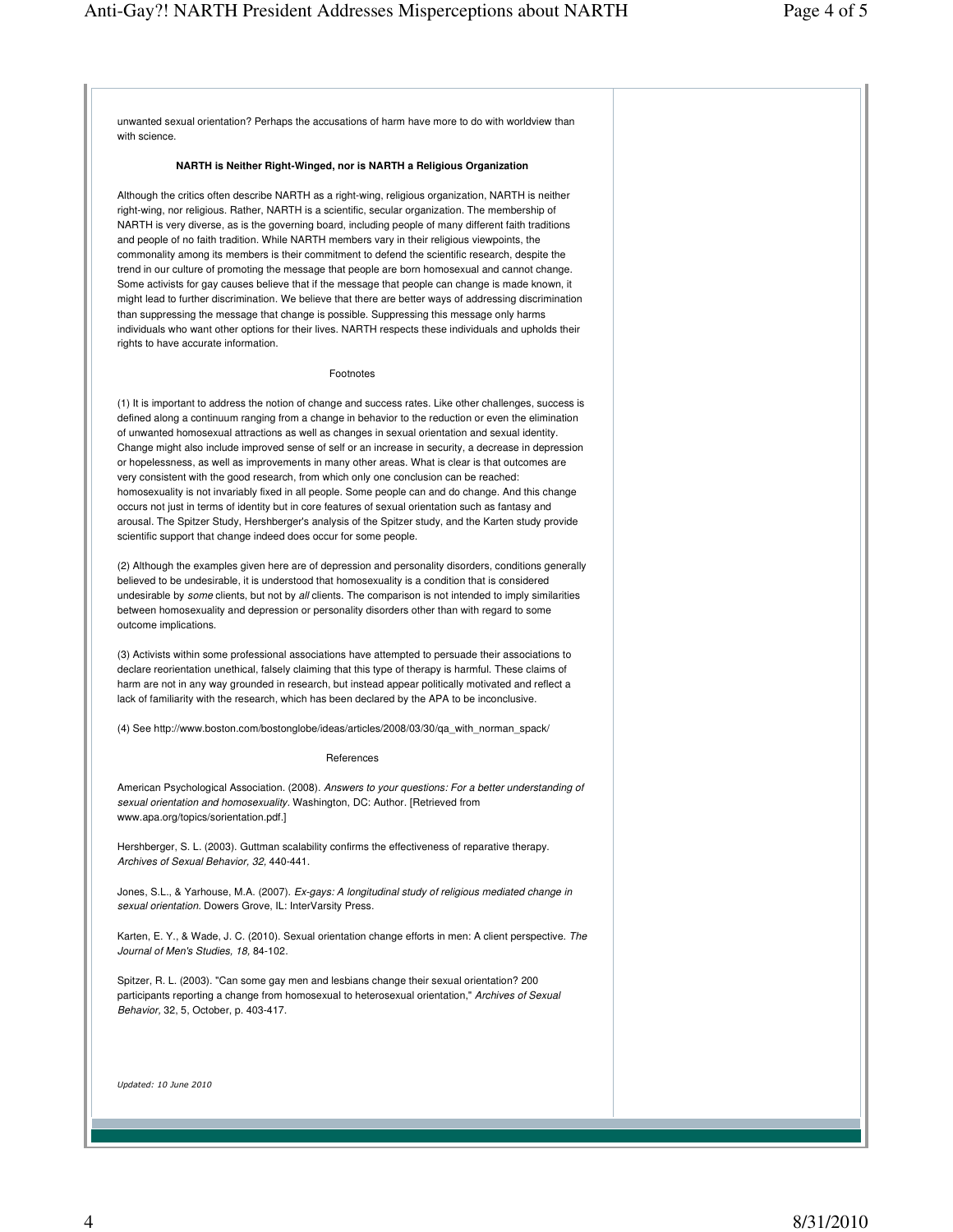unwanted sexual orientation? Perhaps the accusations of harm have more to do with worldview than with science.

**NARTH is Neither Right-Winged, nor is NARTH a Religious Organization**

Although the critics often describe NARTH as a right-wing, religious organization, NARTH is neither right-wing, nor religious. Rather, NARTH is a scientific, secular organization. The membership of NARTH is very diverse, as is the governing board, including people of many different faith traditions and people of no faith tradition. While NARTH members vary in their religious viewpoints, the commonality among its members is their commitment to defend the scientific research, despite the trend in our culture of promoting the message that people are born homosexual and cannot change. Some activists for gay causes believe that if the message that people can change is made known, it might lead to further discrimination. We believe that there are better ways of addressing discrimination than suppressing the message that change is possible. Suppressing this message only harms individuals who want other options for their lives. NARTH respects these individuals and upholds their rights to have accurate information.

Footnotes

(1) It is important to address the notion of change and success rates. Like other challenges, success is defined along a continuum ranging from a change in behavior to the reduction or even the elimination of unwanted homosexual attractions as well as changes in sexual orientation and sexual identity. Change might also include improved sense of self or an increase in security, a decrease in depression or hopelessness, as well as improvements in many other areas. What is clear is that outcomes are very consistent with the good research, from which only one conclusion can be reached: homosexuality is not invariably fixed in all people. Some people can and do change. And this change occurs not just in terms of identity but in core features of sexual orientation such as fantasy and arousal. The Spitzer Study, Hershberger's analysis of the Spitzer study, and the Karten study provide scientific support that change indeed does occur for some people.

(2) Although the examples given here are of depression and personality disorders, conditions generally believed to be undesirable, it is understood that homosexuality is a condition that is considered undesirable by *some* clients, but not by *all* clients. The comparison is not intended to imply similarities between homosexuality and depression or personality disorders other than with regard to some outcome implications.

(3) Activists within some professional associations have attempted to persuade their associations to declare reorientation unethical, falsely claiming that this type of therapy is harmful. These claims of harm are not in any way grounded in research, but instead appear politically motivated and reflect a lack of familiarity with the research, which has been declared by the APA to be inconclusive.

(4) See http://www.boston.com/bostonglobe/ideas/articles/2008/03/30/qa_with_norman_spack/

References

American Psychological Association. (2008). *Answers to your questions: For a better understanding of sexual orientation and homosexuality.* Washington, DC: Author. [Retrieved from www.apa.org/topics/sorientation.pdf.]

Hershberger, S. L. (2003). Guttman scalability confirms the effectiveness of reparative therapy. *Archives of Sexual Behavior, 32,* 440-441.

Jones, S.L., & Yarhouse, M.A. (2007). *Ex-gays: A longitudinal study of religious mediated change in sexual orientation.* Dowers Grove, IL: InterVarsity Press.

Karten, E. Y., & Wade, J. C. (2010). Sexual orientation change efforts in men: A client perspective. *The Journal of Men's Studies, 18,* 84-102.

Spitzer, R. L. (2003). "Can some gay men and lesbians change their sexual orientation? 200 participants reporting a change from homosexual to heterosexual orientation," *Archives of Sexual Behavior,* 32, 5, October, p. 403-417.

*Updated: 10 June 2010*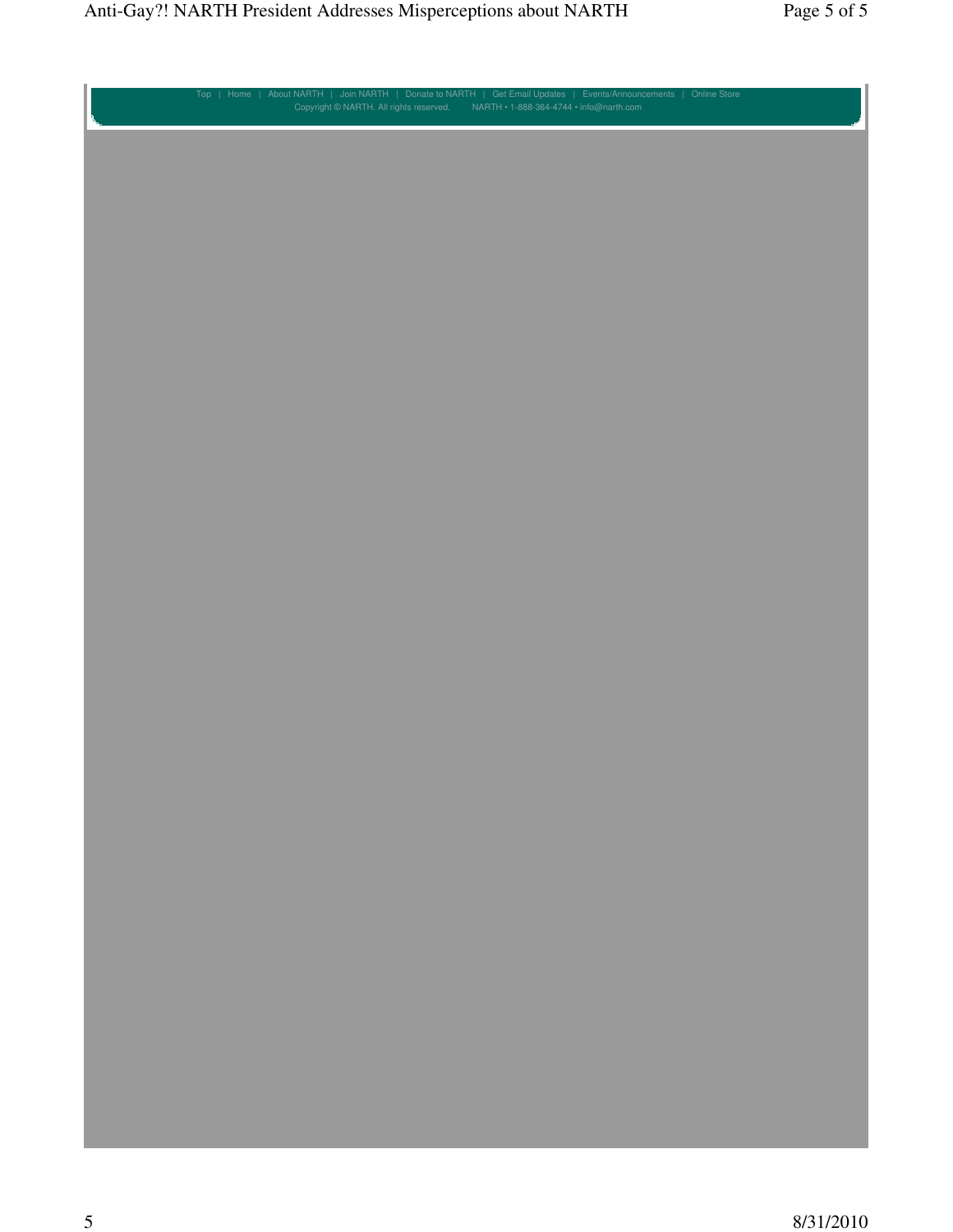Top | Home | About NARTH | Join NARTH | Donate to NARTH | Get Email Updates | Events/Announcements | Online Store

Copyright © NARTH. All rights reserved. NARTH • 1-888-364-4744 • info@narth.com